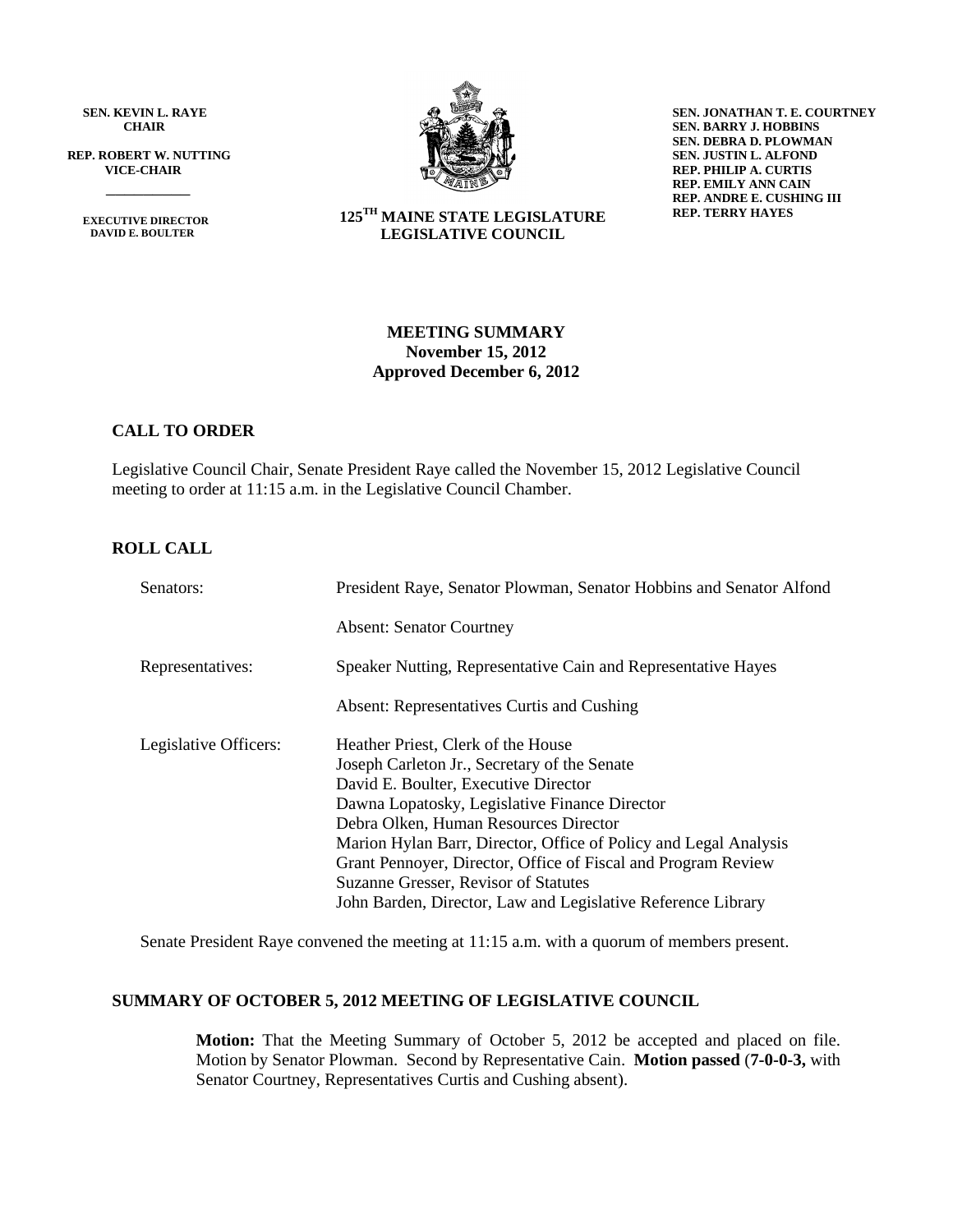**SEN. KEVIN L. RAYE**
**CHAIR**

**REP. ROBERT W. NUTTING**
**VICE-CHAIR**

**EXECUTIVE DIRECTOR**
**DAVID E. BOULTER**

**125[TH] MAINE STATE LEGISLATURE**
**LEGISLATIVE COUNCIL**

**SEN. JONATHAN T. E. COURTNEY**
**SEN. BARRY J. HOBBINS**
**SEN. DEBRA D. PLOWMAN**
**SEN. JUSTIN L. ALFOND**
**REP. PHILIP A. CURTIS**
**REP. EMILY ANN CAIN**
**REP. ANDRE E. CUSHING III**
**REP. TERRY HAYES**

# MEETING SUMMARY
**November 15, 2012**
**Approved December 6, 2012**

## CALL TO ORDER

Legislative Council Chair, Senate President Raye called the November 15, 2012 Legislative Council meeting to order at 11:15 a.m. in the Legislative Council Chamber.

## ROLL CALL

| | |
|---|---|
| Senators: | President Raye, Senator Plowman, Senator Hobbins and Senator Alfond |
| | Absent: Senator Courtney |
| Representatives: | Speaker Nutting, Representative Cain and Representative Hayes |
| | Absent: Representatives Curtis and Cushing |
| Legislative Officers: | Heather Priest, Clerk of the House<br>Joseph Carleton Jr., Secretary of the Senate<br>David E. Boulter, Executive Director<br>Dawna Lopatosky, Legislative Finance Director<br>Debra Olken, Human Resources Director<br>Marion Hylan Barr, Director, Office of Policy and Legal Analysis<br>Grant Pennoyer, Director, Office of Fiscal and Program Review<br>Suzanne Gresser, Revisor of Statutes<br>John Barden, Director, Law and Legislative Reference Library |

Senate President Raye convened the meeting at 11:15 a.m. with a quorum of members present.

## SUMMARY OF OCTOBER 5, 2012 MEETING OF LEGISLATIVE COUNCIL

**Motion:** That the Meeting Summary of October 5, 2012 be accepted and placed on file. Motion by Senator Plowman. Second by Representative Cain. **Motion passed** (**7-0-0-3,** with Senator Courtney, Representatives Curtis and Cushing absent).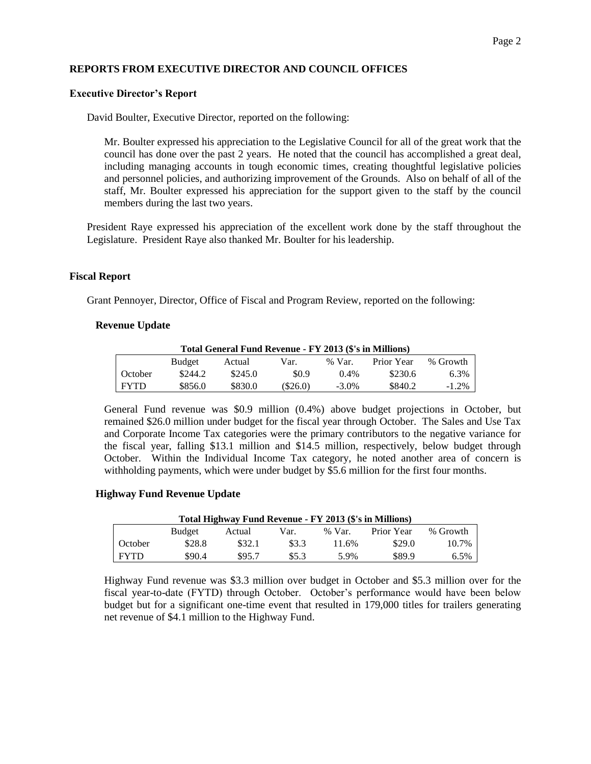## REPORTS FROM EXECUTIVE DIRECTOR AND COUNCIL OFFICES

### Executive Director's Report

David Boulter, Executive Director, reported on the following:

Mr. Boulter expressed his appreciation to the Legislative Council for all of the great work that the council has done over the past 2 years. He noted that the council has accomplished a great deal, including managing accounts in tough economic times, creating thoughtful legislative policies and personnel policies, and authorizing improvement of the Grounds. Also on behalf of all of the staff, Mr. Boulter expressed his appreciation for the support given to the staff by the council members during the last two years.

President Raye expressed his appreciation of the excellent work done by the staff throughout the Legislature. President Raye also thanked Mr. Boulter for his leadership.

### Fiscal Report

Grant Pennoyer, Director, Office of Fiscal and Program Review, reported on the following:

#### Revenue Update

**Total General Fund Revenue - FY 2013 ($'s in Millions)**

| | Budget | Actual | Var. | % Var. | Prior Year | % Growth |
|---|---|---|---|---|---|---|
| October | $244.2 | $245.0 | $0.9 | 0.4% | $230.6 | 6.3% |
| FYTD | $856.0 | $830.0 | ($26.0) | -3.0% | $840.2 | -1.2% |

General Fund revenue was $0.9 million (0.4%) above budget projections in October, but remained $26.0 million under budget for the fiscal year through October. The Sales and Use Tax and Corporate Income Tax categories were the primary contributors to the negative variance for the fiscal year, falling $13.1 million and $14.5 million, respectively, below budget through October. Within the Individual Income Tax category, he noted another area of concern is withholding payments, which were under budget by $5.6 million for the first four months.

#### Highway Fund Revenue Update

**Total Highway Fund Revenue - FY 2013 ($'s in Millions)**

| | Budget | Actual | Var. | % Var. | Prior Year | % Growth |
|---|---|---|---|---|---|---|
| October | $28.8 | $32.1 | $3.3 | 11.6% | $29.0 | 10.7% |
| FYTD | $90.4 | $95.7 | $5.3 | 5.9% | $89.9 | 6.5% |

Highway Fund revenue was $3.3 million over budget in October and $5.3 million over for the fiscal year-to-date (FYTD) through October. October's performance would have been below budget but for a significant one-time event that resulted in 179,000 titles for trailers generating net revenue of $4.1 million to the Highway Fund.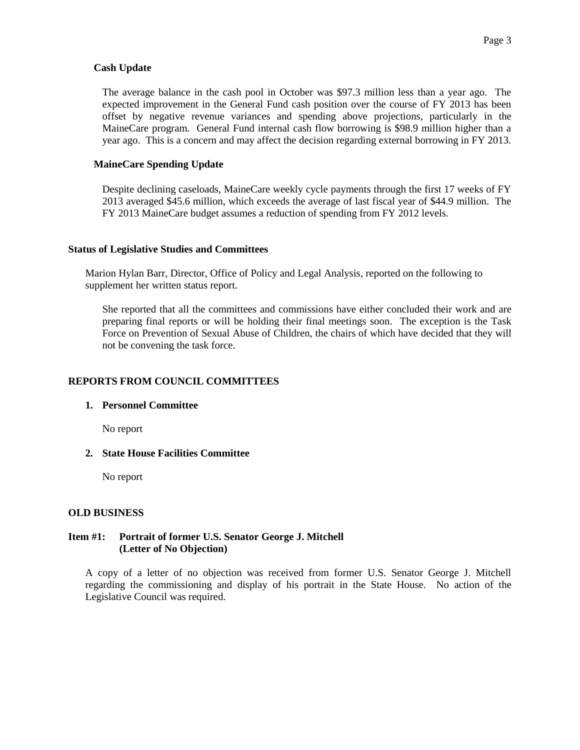**Cash Update**

The average balance in the cash pool in October was $97.3 million less than a year ago. The expected improvement in the General Fund cash position over the course of FY 2013 has been offset by negative revenue variances and spending above projections, particularly in the MaineCare program. General Fund internal cash flow borrowing is $98.9 million higher than a year ago. This is a concern and may affect the decision regarding external borrowing in FY 2013.

**MaineCare Spending Update**

Despite declining caseloads, MaineCare weekly cycle payments through the first 17 weeks of FY 2013 averaged $45.6 million, which exceeds the average of last fiscal year of $44.9 million. The FY 2013 MaineCare budget assumes a reduction of spending from FY 2012 levels.

**Status of Legislative Studies and Committees**

Marion Hylan Barr, Director, Office of Policy and Legal Analysis, reported on the following to supplement her written status report.

She reported that all the committees and commissions have either concluded their work and are preparing final reports or will be holding their final meetings soon. The exception is the Task Force on Prevention of Sexual Abuse of Children, the chairs of which have decided that they will not be convening the task force.

## REPORTS FROM COUNCIL COMMITTEES

**1. Personnel Committee**

No report

**2. State House Facilities Committee**

No report

## OLD BUSINESS

**Item #1: Portrait of former U.S. Senator George J. Mitchell (Letter of No Objection)**

A copy of a letter of no objection was received from former U.S. Senator George J. Mitchell regarding the commissioning and display of his portrait in the State House. No action of the Legislative Council was required.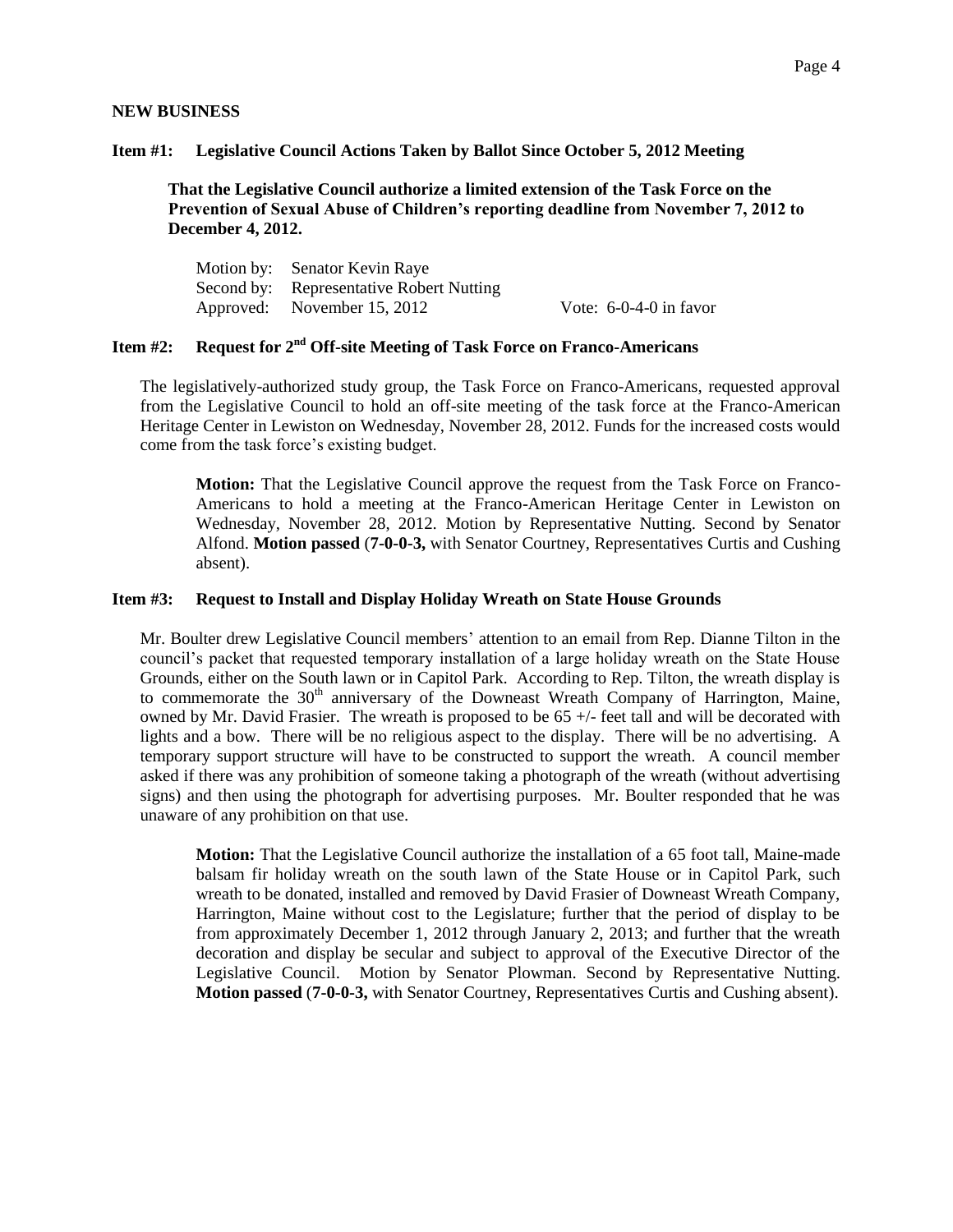**NEW BUSINESS**

**Item #1: Legislative Council Actions Taken by Ballot Since October 5, 2012 Meeting**

**That the Legislative Council authorize a limited extension of the Task Force on the Prevention of Sexual Abuse of Children's reporting deadline from November 7, 2012 to December 4, 2012.**

Motion by: Senator Kevin Raye
Second by: Representative Robert Nutting
Approved: November 15, 2012 Vote: 6-0-4-0 in favor

**Item #2: Request for 2nd Off-site Meeting of Task Force on Franco-Americans**

The legislatively-authorized study group, the Task Force on Franco-Americans, requested approval from the Legislative Council to hold an off-site meeting of the task force at the Franco-American Heritage Center in Lewiston on Wednesday, November 28, 2012. Funds for the increased costs would come from the task force's existing budget.

**Motion:** That the Legislative Council approve the request from the Task Force on Franco-Americans to hold a meeting at the Franco-American Heritage Center in Lewiston on Wednesday, November 28, 2012. Motion by Representative Nutting. Second by Senator Alfond. **Motion passed** (**7-0-0-3,** with Senator Courtney, Representatives Curtis and Cushing absent).

**Item #3: Request to Install and Display Holiday Wreath on State House Grounds**

Mr. Boulter drew Legislative Council members' attention to an email from Rep. Dianne Tilton in the council's packet that requested temporary installation of a large holiday wreath on the State House Grounds, either on the South lawn or in Capitol Park. According to Rep. Tilton, the wreath display is to commemorate the 30th anniversary of the Downeast Wreath Company of Harrington, Maine, owned by Mr. David Frasier. The wreath is proposed to be 65 +/- feet tall and will be decorated with lights and a bow. There will be no religious aspect to the display. There will be no advertising. A temporary support structure will have to be constructed to support the wreath. A council member asked if there was any prohibition of someone taking a photograph of the wreath (without advertising signs) and then using the photograph for advertising purposes. Mr. Boulter responded that he was unaware of any prohibition on that use.

**Motion:** That the Legislative Council authorize the installation of a 65 foot tall, Maine-made balsam fir holiday wreath on the south lawn of the State House or in Capitol Park, such wreath to be donated, installed and removed by David Frasier of Downeast Wreath Company, Harrington, Maine without cost to the Legislature; further that the period of display to be from approximately December 1, 2012 through January 2, 2013; and further that the wreath decoration and display be secular and subject to approval of the Executive Director of the Legislative Council. Motion by Senator Plowman. Second by Representative Nutting. **Motion passed** (**7-0-0-3,** with Senator Courtney, Representatives Curtis and Cushing absent).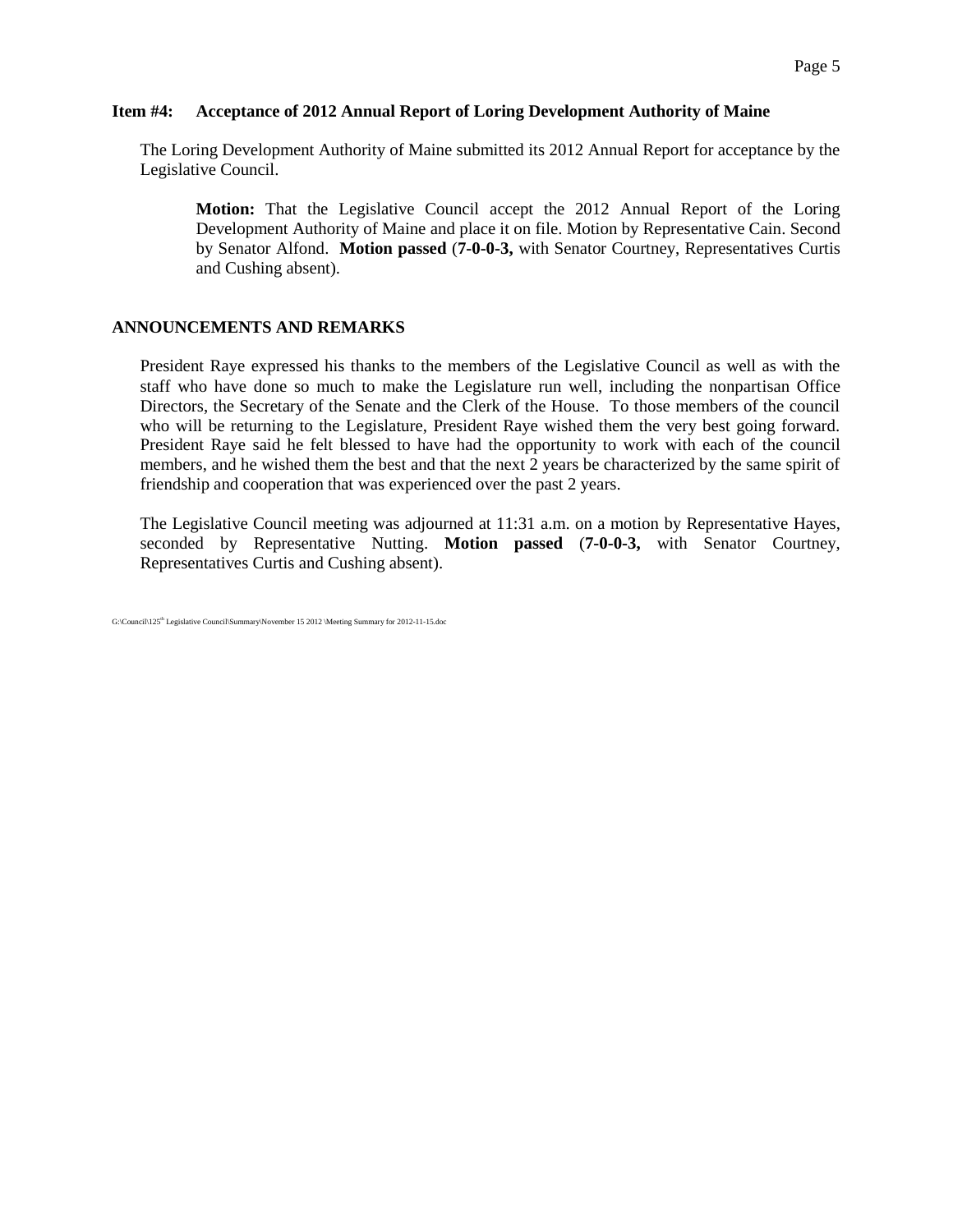**Item #4: Acceptance of 2012 Annual Report of Loring Development Authority of Maine**

The Loring Development Authority of Maine submitted its 2012 Annual Report for acceptance by the Legislative Council.

> **Motion:** That the Legislative Council accept the 2012 Annual Report of the Loring Development Authority of Maine and place it on file. Motion by Representative Cain. Second by Senator Alfond. **Motion passed** (**7-0-0-3,** with Senator Courtney, Representatives Curtis and Cushing absent).

## ANNOUNCEMENTS AND REMARKS

President Raye expressed his thanks to the members of the Legislative Council as well as with the staff who have done so much to make the Legislature run well, including the nonpartisan Office Directors, the Secretary of the Senate and the Clerk of the House. To those members of the council who will be returning to the Legislature, President Raye wished them the very best going forward. President Raye said he felt blessed to have had the opportunity to work with each of the council members, and he wished them the best and that the next 2 years be characterized by the same spirit of friendship and cooperation that was experienced over the past 2 years.

The Legislative Council meeting was adjourned at 11:31 a.m. on a motion by Representative Hayes, seconded by Representative Nutting. **Motion passed** (**7-0-0-3,** with Senator Courtney, Representatives Curtis and Cushing absent).

G:\Council\125th Legislative Council\Summary\November 15 2012 \Meeting Summary for 2012-11-15.doc